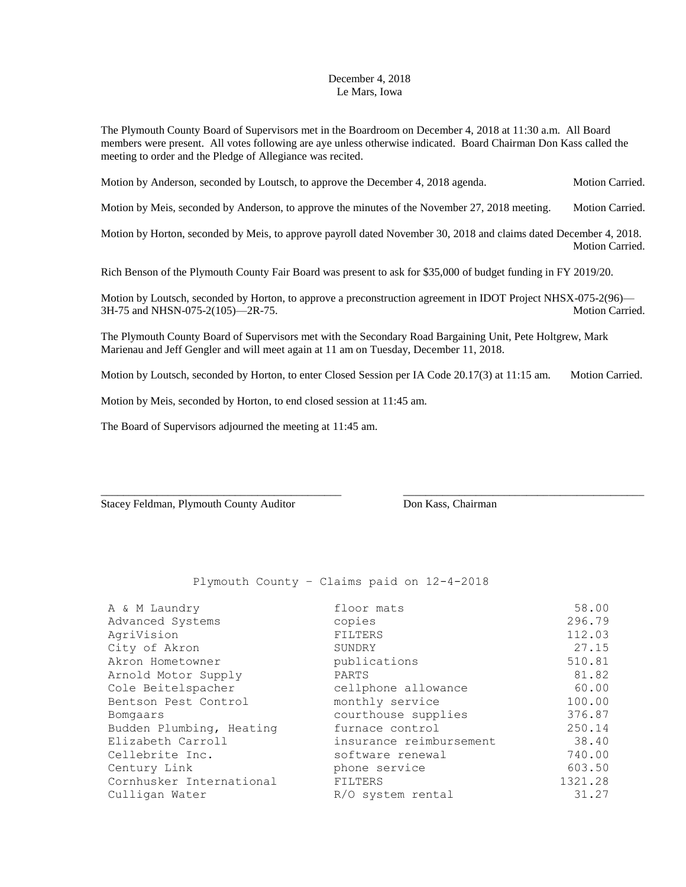December 4, 2018
Le Mars, Iowa

The Plymouth County Board of Supervisors met in the Boardroom on December 4, 2018 at 11:30 a.m. All Board members were present. All votes following are aye unless otherwise indicated. Board Chairman Don Kass called the meeting to order and the Pledge of Allegiance was recited.

Motion by Anderson, seconded by Loutsch, to approve the December 4, 2018 agenda. Motion Carried.

Motion by Meis, seconded by Anderson, to approve the minutes of the November 27, 2018 meeting. Motion Carried.

Motion by Horton, seconded by Meis, to approve payroll dated November 30, 2018 and claims dated December 4, 2018. Motion Carried.

Rich Benson of the Plymouth County Fair Board was present to ask for $35,000 of budget funding in FY 2019/20.

Motion by Loutsch, seconded by Horton, to approve a preconstruction agreement in IDOT Project NHSX-075-2(96)—3H-75 and NHSN-075-2(105)—2R-75. Motion Carried.

The Plymouth County Board of Supervisors met with the Secondary Road Bargaining Unit, Pete Holtgrew, Mark Marienau and Jeff Gengler and will meet again at 11 am on Tuesday, December 11, 2018.

Motion by Loutsch, seconded by Horton, to enter Closed Session per IA Code 20.17(3) at 11:15 am. Motion Carried.

Motion by Meis, seconded by Horton, to end closed session at 11:45 am.

The Board of Supervisors adjourned the meeting at 11:45 am.

\_\_\_\_\_\_\_\_\_\_\_\_\_\_\_\_\_\_\_\_\_\_\_\_\_\_\_\_\_\_\_\_\_\_\_\_\_\_\_\_
Stacey Feldman, Plymouth County Auditor

\_\_\_\_\_\_\_\_\_\_\_\_\_\_\_\_\_\_\_\_\_\_\_\_\_\_\_\_\_\_\_\_\_\_\_\_\_\_\_\_
Don Kass, Chairman

Plymouth County – Claims paid on 12-4-2018

| | | |
|---|---|---|
| A & M Laundry | floor mats | 58.00 |
| Advanced Systems | copies | 296.79 |
| AgriVision | FILTERS | 112.03 |
| City of Akron | SUNDRY | 27.15 |
| Akron Hometowner | publications | 510.81 |
| Arnold Motor Supply | PARTS | 81.82 |
| Cole Beitelspacher | cellphone allowance | 60.00 |
| Bentson Pest Control | monthly service | 100.00 |
| Bomgaars | courthouse supplies | 376.87 |
| Budden Plumbing, Heating | furnace control | 250.14 |
| Elizabeth Carroll | insurance reimbursement | 38.40 |
| Cellebrite Inc. | software renewal | 740.00 |
| Century Link | phone service | 603.50 |
| Cornhusker International | FILTERS | 1321.28 |
| Culligan Water | R/O system rental | 31.27 |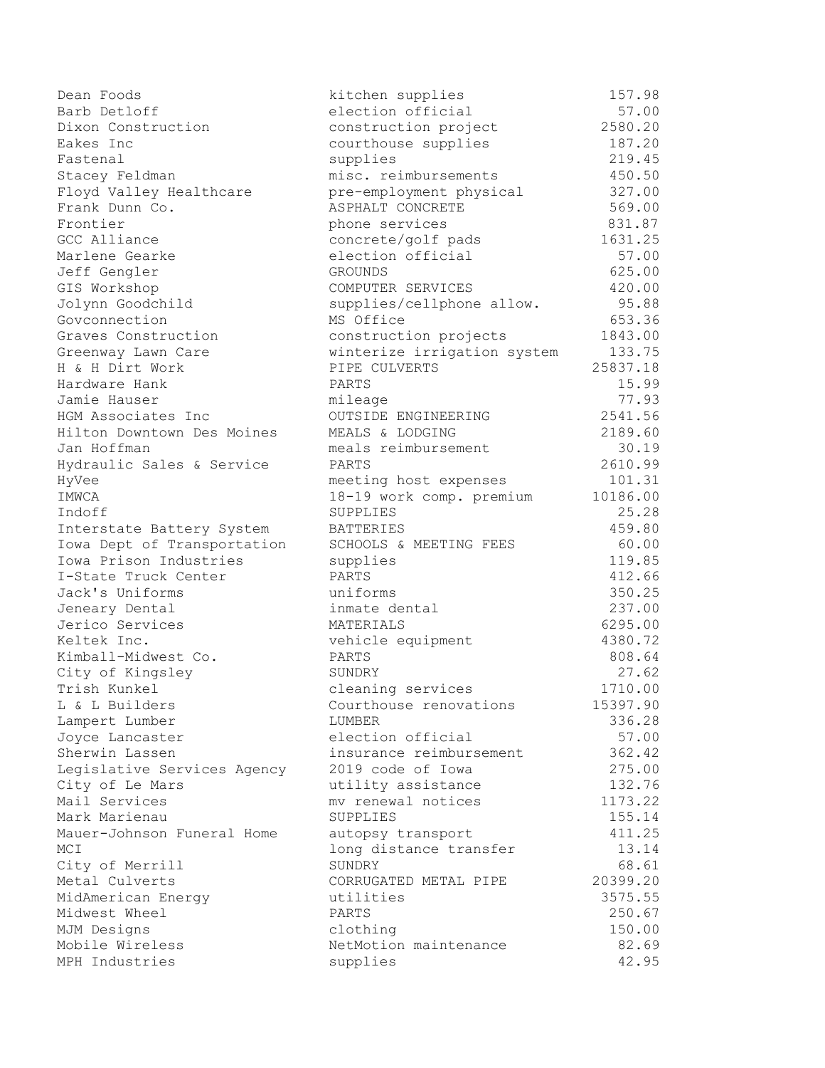| | | |
|---|---|---|
| Dean Foods | kitchen supplies | 157.98 |
| Barb Detloff | election official | 57.00 |
| Dixon Construction | construction project | 2580.20 |
| Eakes Inc | courthouse supplies | 187.20 |
| Fastenal | supplies | 219.45 |
| Stacey Feldman | misc. reimbursements | 450.50 |
| Floyd Valley Healthcare | pre-employment physical | 327.00 |
| Frank Dunn Co. | ASPHALT CONCRETE | 569.00 |
| Frontier | phone services | 831.87 |
| GCC Alliance | concrete/golf pads | 1631.25 |
| Marlene Gearke | election official | 57.00 |
| Jeff Gengler | GROUNDS | 625.00 |
| GIS Workshop | COMPUTER SERVICES | 420.00 |
| Jolynn Goodchild | supplies/cellphone allow. | 95.88 |
| Govconnection | MS Office | 653.36 |
| Graves Construction | construction projects | 1843.00 |
| Greenway Lawn Care | winterize irrigation system | 133.75 |
| H & H Dirt Work | PIPE CULVERTS | 25837.18 |
| Hardware Hank | PARTS | 15.99 |
| Jamie Hauser | mileage | 77.93 |
| HGM Associates Inc | OUTSIDE ENGINEERING | 2541.56 |
| Hilton Downtown Des Moines | MEALS & LODGING | 2189.60 |
| Jan Hoffman | meals reimbursement | 30.19 |
| Hydraulic Sales & Service | PARTS | 2610.99 |
| HyVee | meeting host expenses | 101.31 |
| IMWCA | 18-19 work comp. premium | 10186.00 |
| Indoff | SUPPLIES | 25.28 |
| Interstate Battery System | BATTERIES | 459.80 |
| Iowa Dept of Transportation | SCHOOLS & MEETING FEES | 60.00 |
| Iowa Prison Industries | supplies | 119.85 |
| I-State Truck Center | PARTS | 412.66 |
| Jack's Uniforms | uniforms | 350.25 |
| Jeneary Dental | inmate dental | 237.00 |
| Jerico Services | MATERIALS | 6295.00 |
| Keltek Inc. | vehicle equipment | 4380.72 |
| Kimball-Midwest Co. | PARTS | 808.64 |
| City of Kingsley | SUNDRY | 27.62 |
| Trish Kunkel | cleaning services | 1710.00 |
| L & L Builders | Courthouse renovations | 15397.90 |
| Lampert Lumber | LUMBER | 336.28 |
| Joyce Lancaster | election official | 57.00 |
| Sherwin Lassen | insurance reimbursement | 362.42 |
| Legislative Services Agency | 2019 code of Iowa | 275.00 |
| City of Le Mars | utility assistance | 132.76 |
| Mail Services | mv renewal notices | 1173.22 |
| Mark Marienau | SUPPLIES | 155.14 |
| Mauer-Johnson Funeral Home | autopsy transport | 411.25 |
| MCI | long distance transfer | 13.14 |
| City of Merrill | SUNDRY | 68.61 |
| Metal Culverts | CORRUGATED METAL PIPE | 20399.20 |
| MidAmerican Energy | utilities | 3575.55 |
| Midwest Wheel | PARTS | 250.67 |
| MJM Designs | clothing | 150.00 |
| Mobile Wireless | NetMotion maintenance | 82.69 |
| MPH Industries | supplies | 42.95 |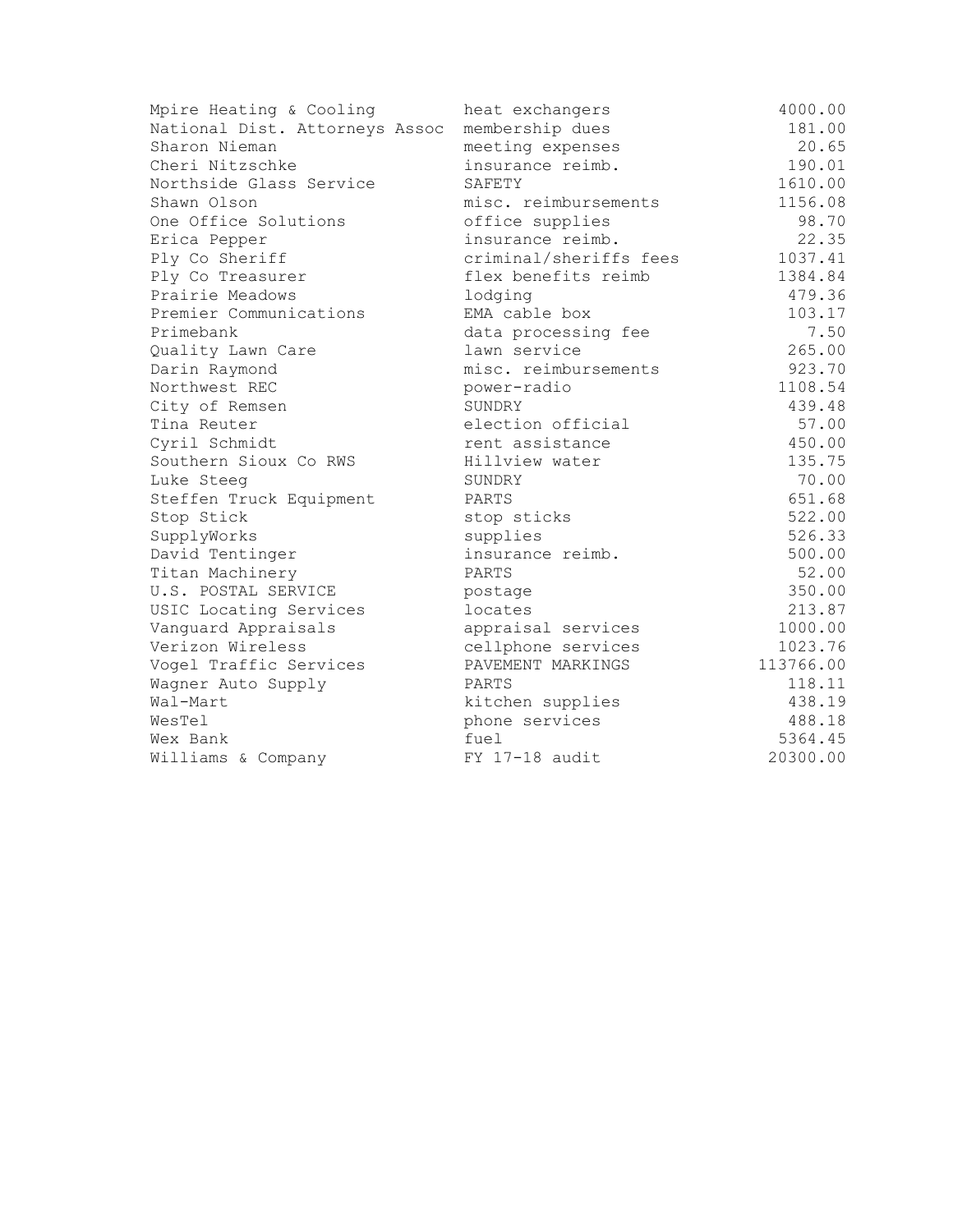| | | |
|---|---|---|
| Mpire Heating & Cooling | heat exchangers | 4000.00 |
| National Dist. Attorneys Assoc | membership dues | 181.00 |
| Sharon Nieman | meeting expenses | 20.65 |
| Cheri Nitzschke | insurance reimb. | 190.01 |
| Northside Glass Service | SAFETY | 1610.00 |
| Shawn Olson | misc. reimbursements | 1156.08 |
| One Office Solutions | office supplies | 98.70 |
| Erica Pepper | insurance reimb. | 22.35 |
| Ply Co Sheriff | criminal/sheriffs fees | 1037.41 |
| Ply Co Treasurer | flex benefits reimb | 1384.84 |
| Prairie Meadows | lodging | 479.36 |
| Premier Communications | EMA cable box | 103.17 |
| Primebank | data processing fee | 7.50 |
| Quality Lawn Care | lawn service | 265.00 |
| Darin Raymond | misc. reimbursements | 923.70 |
| Northwest REC | power-radio | 1108.54 |
| City of Remsen | SUNDRY | 439.48 |
| Tina Reuter | election official | 57.00 |
| Cyril Schmidt | rent assistance | 450.00 |
| Southern Sioux Co RWS | Hillview water | 135.75 |
| Luke Steeg | SUNDRY | 70.00 |
| Steffen Truck Equipment | PARTS | 651.68 |
| Stop Stick | stop sticks | 522.00 |
| SupplyWorks | supplies | 526.33 |
| David Tentinger | insurance reimb. | 500.00 |
| Titan Machinery | PARTS | 52.00 |
| U.S. POSTAL SERVICE | postage | 350.00 |
| USIC Locating Services | locates | 213.87 |
| Vanguard Appraisals | appraisal services | 1000.00 |
| Verizon Wireless | cellphone services | 1023.76 |
| Vogel Traffic Services | PAVEMENT MARKINGS | 113766.00 |
| Wagner Auto Supply | PARTS | 118.11 |
| Wal-Mart | kitchen supplies | 438.19 |
| WesTel | phone services | 488.18 |
| Wex Bank | fuel | 5364.45 |
| Williams & Company | FY 17-18 audit | 20300.00 |